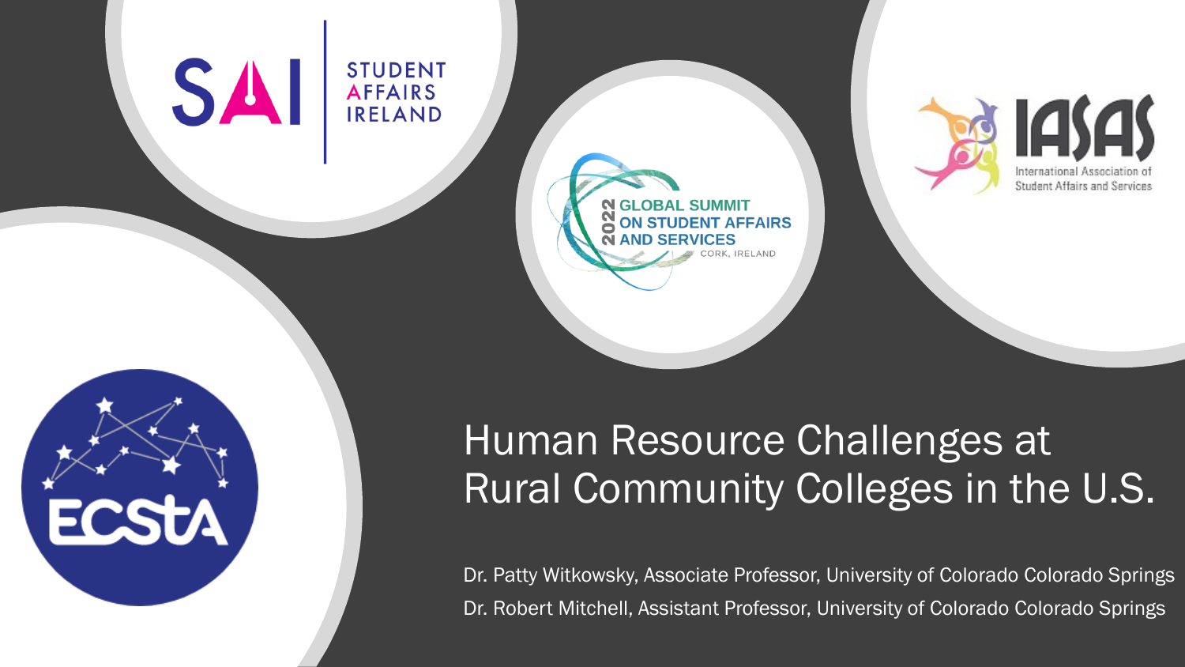STUDENT AFFAIRS IRELAND

2022 GLOBAL SUMMIT ON STUDENT AFFAIRS AND SERVICES

CORK, IRELAND

IASAS

International Association of Student Affairs and Services

ECStA

# Human Resource Challenges at Rural Community Colleges in the U.S.

Dr. Patty Witkowsky, Associate Professor, University of Colorado Colorado Springs

Dr. Robert Mitchell, Assistant Professor, University of Colorado Colorado Springs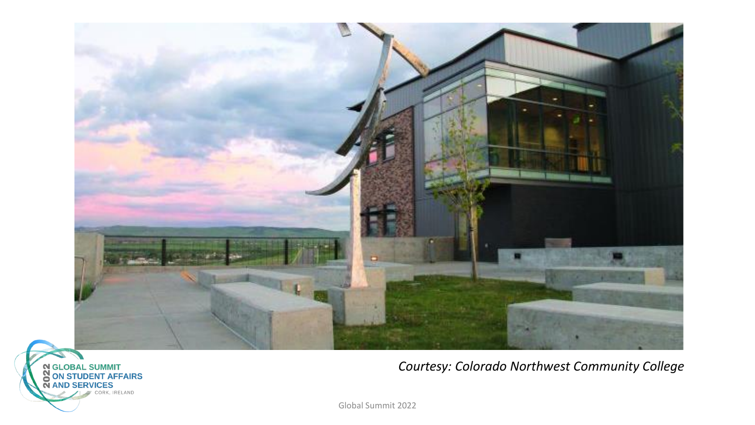*Courtesy: Colorado Northwest Community College*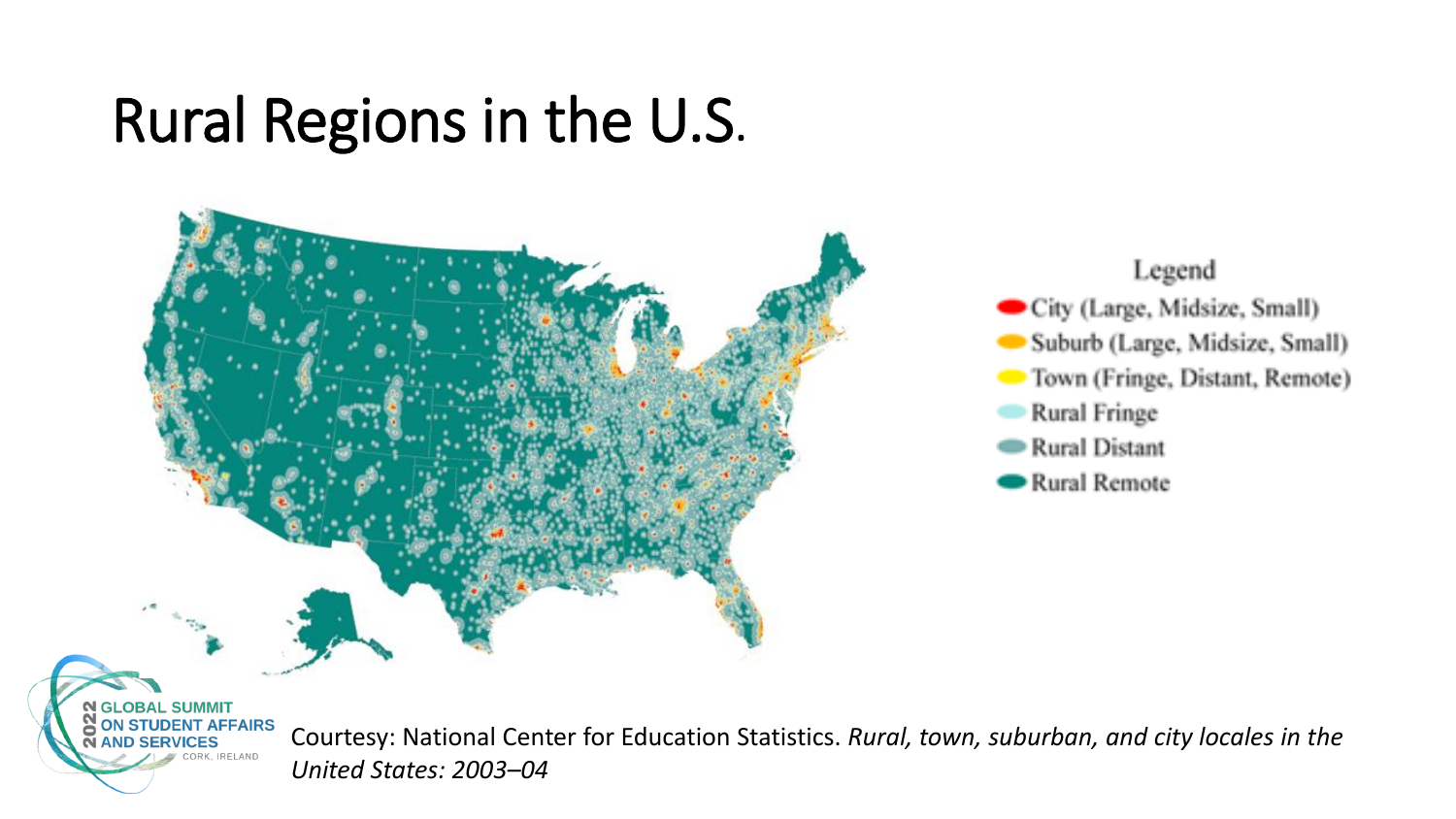# Rural Regions in the U.S.

Legend

- City (Large, Midsize, Small)
- Suburb (Large, Midsize, Small)
- Town (Fringe, Distant, Remote)
- Rural Fringe
- Rural Distant
- Rural Remote

Courtesy: National Center for Education Statistics. *Rural, town, suburban, and city locales in the United States: 2003–04*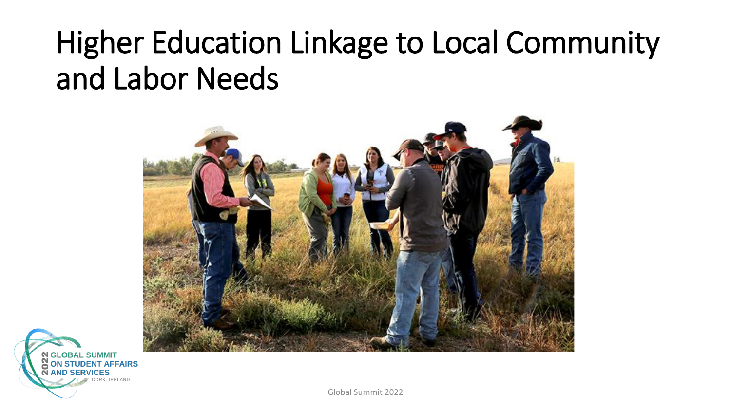# Higher Education Linkage to Local Community and Labor Needs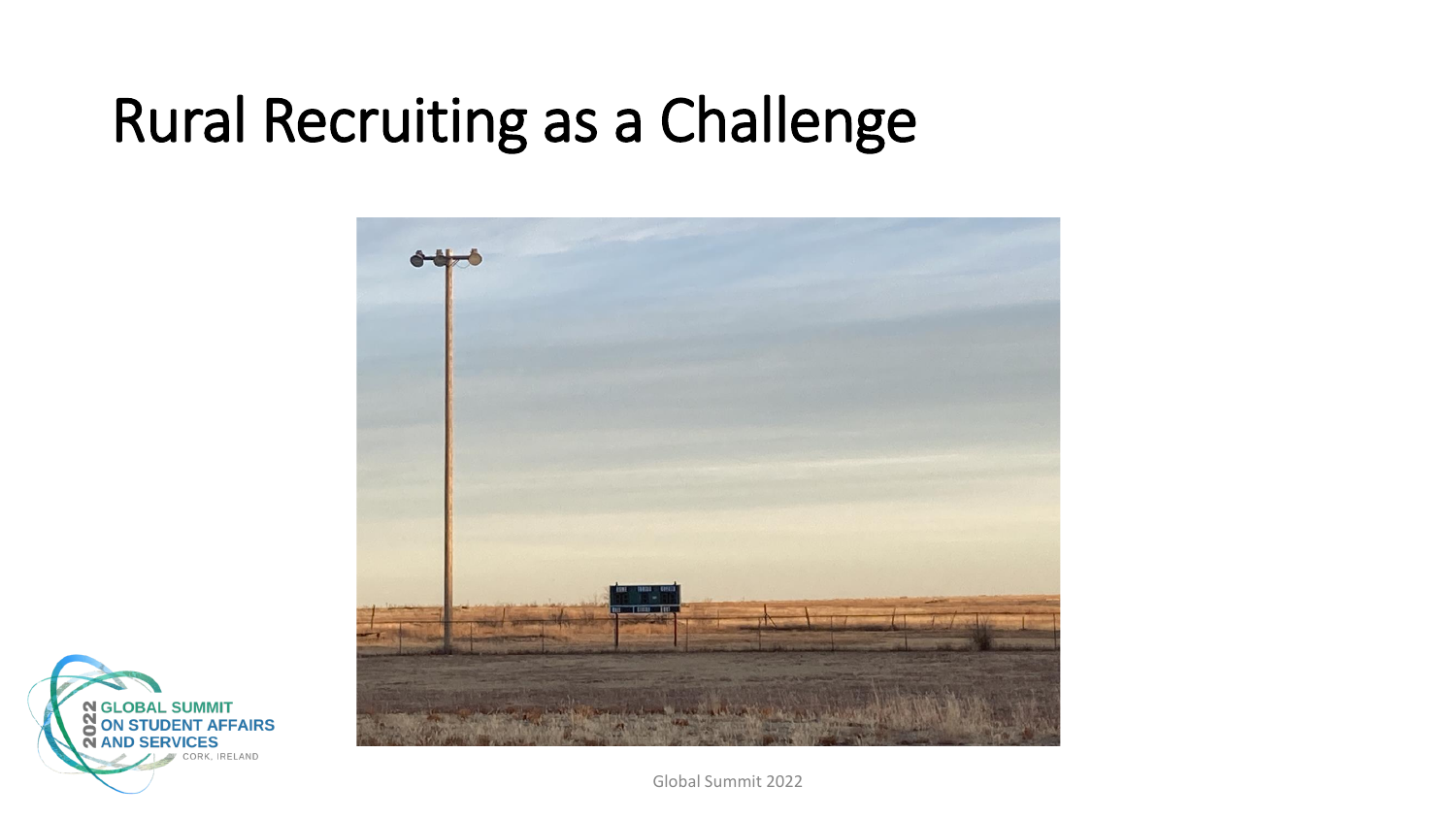# Rural Recruiting as a Challenge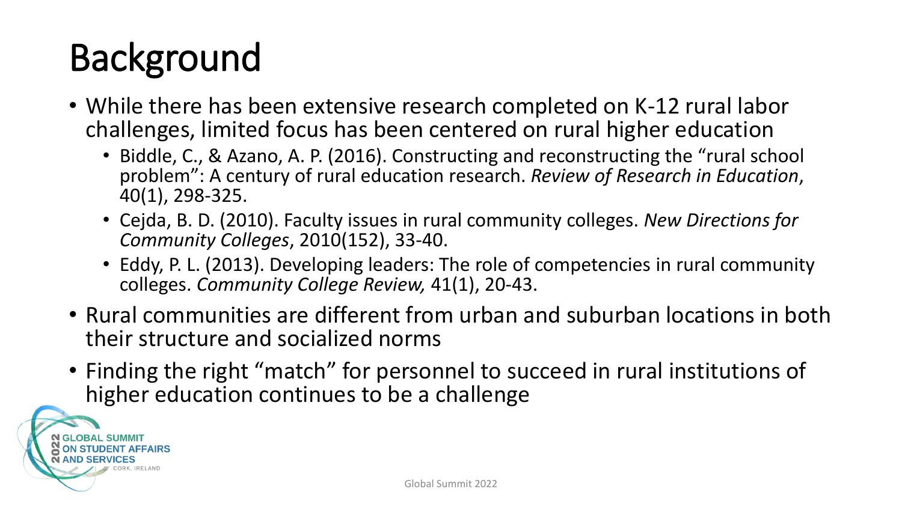# Background

- While there has been extensive research completed on K-12 rural labor challenges, limited focus has been centered on rural higher education
  - Biddle, C., & Azano, A. P. (2016). Constructing and reconstructing the "rural school problem": A century of rural education research. *Review of Research in Education*, 40(1), 298-325.
  - Cejda, B. D. (2010). Faculty issues in rural community colleges. *New Directions for Community Colleges*, 2010(152), 33-40.
  - Eddy, P. L. (2013). Developing leaders: The role of competencies in rural community colleges. *Community College Review,* 41(1), 20-43.
- Rural communities are different from urban and suburban locations in both their structure and socialized norms
- Finding the right "match" for personnel to succeed in rural institutions of higher education continues to be a challenge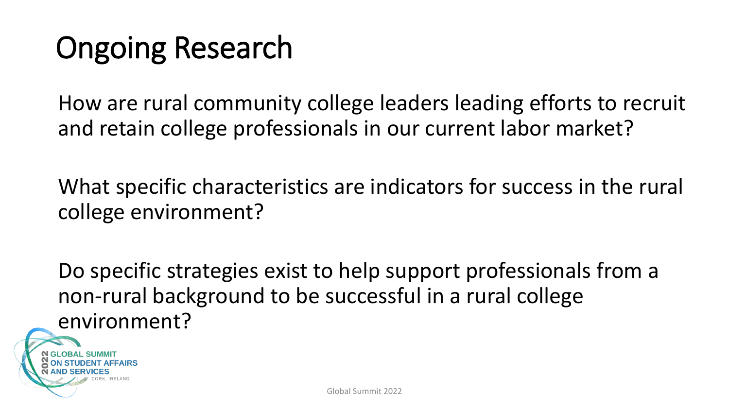# Ongoing Research

How are rural community college leaders leading efforts to recruit and retain college professionals in our current labor market?

What specific characteristics are indicators for success in the rural college environment?

Do specific strategies exist to help support professionals from a non-rural background to be successful in a rural college environment?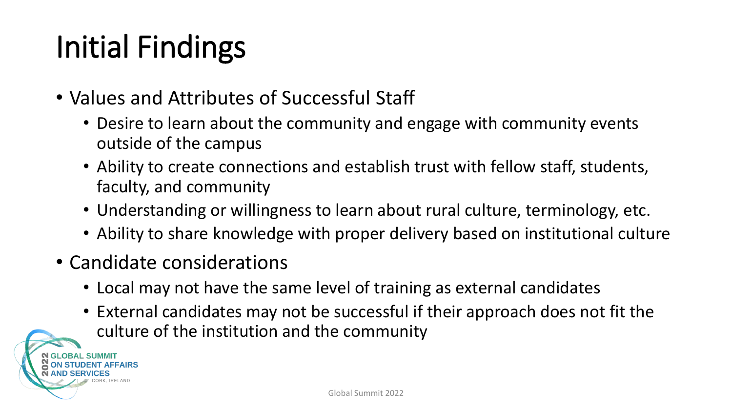# Initial Findings

- Values and Attributes of Successful Staff
  - Desire to learn about the community and engage with community events outside of the campus
  - Ability to create connections and establish trust with fellow staff, students, faculty, and community
  - Understanding or willingness to learn about rural culture, terminology, etc.
  - Ability to share knowledge with proper delivery based on institutional culture
- Candidate considerations
  - Local may not have the same level of training as external candidates
  - External candidates may not be successful if their approach does not fit the culture of the institution and the community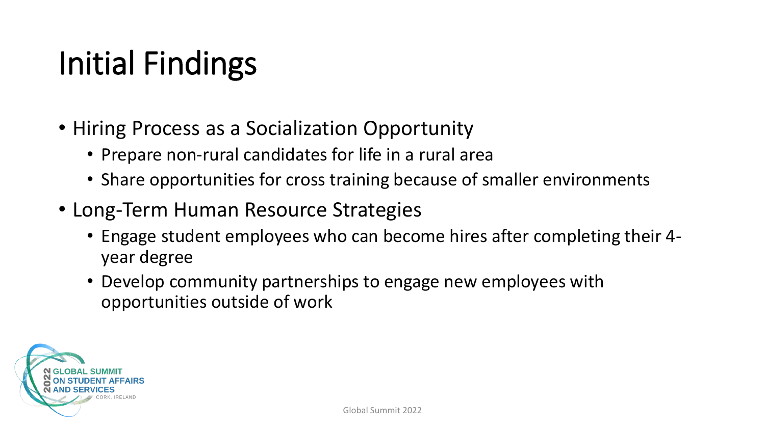# Initial Findings

- Hiring Process as a Socialization Opportunity
  - Prepare non-rural candidates for life in a rural area
  - Share opportunities for cross training because of smaller environments
- Long-Term Human Resource Strategies
  - Engage student employees who can become hires after completing their 4-year degree
  - Develop community partnerships to engage new employees with opportunities outside of work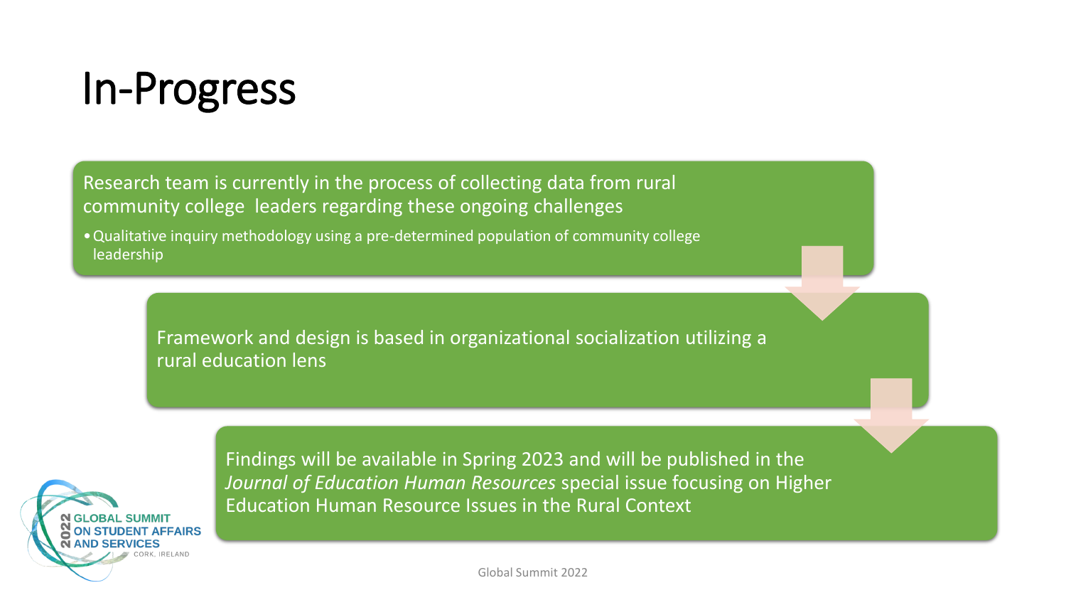# In-Progress

Research team is currently in the process of collecting data from rural community college leaders regarding these ongoing challenges

- Qualitative inquiry methodology using a pre-determined population of community college leadership

Framework and design is based in organizational socialization utilizing a rural education lens

Findings will be available in Spring 2023 and will be published in the *Journal of Education Human Resources* special issue focusing on Higher Education Human Resource Issues in the Rural Context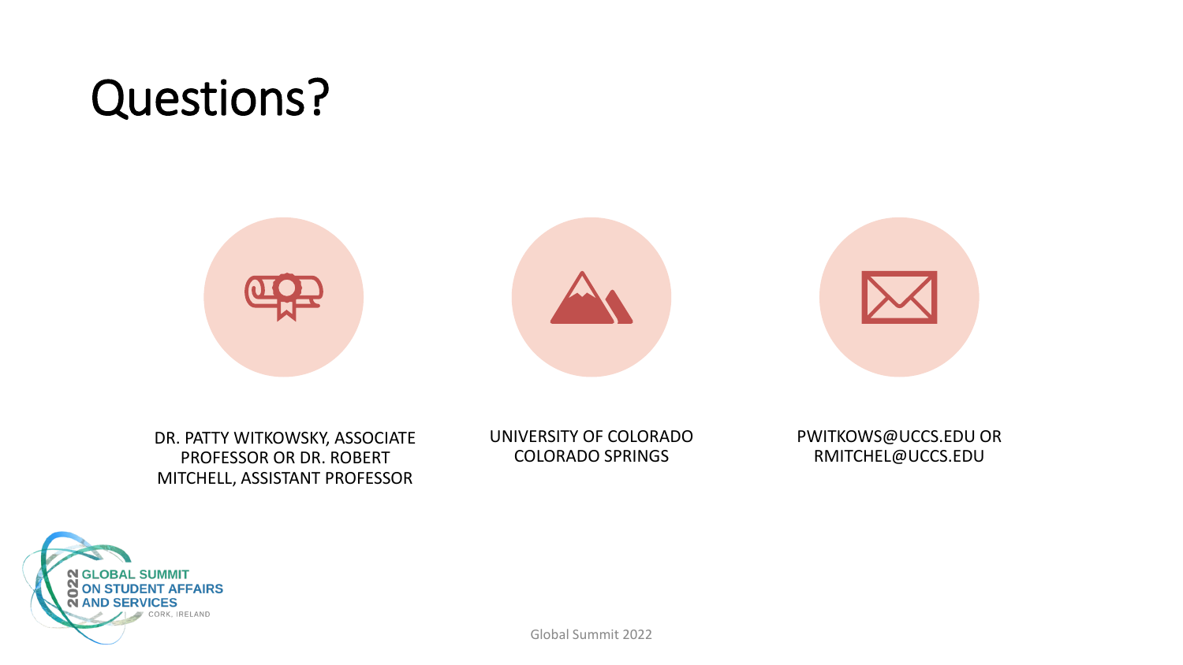# Questions?

DR. PATTY WITKOWSKY, ASSOCIATE PROFESSOR OR DR. ROBERT MITCHELL, ASSISTANT PROFESSOR

UNIVERSITY OF COLORADO COLORADO SPRINGS

PWITKOWS@UCCS.EDU OR RMITCHEL@UCCS.EDU